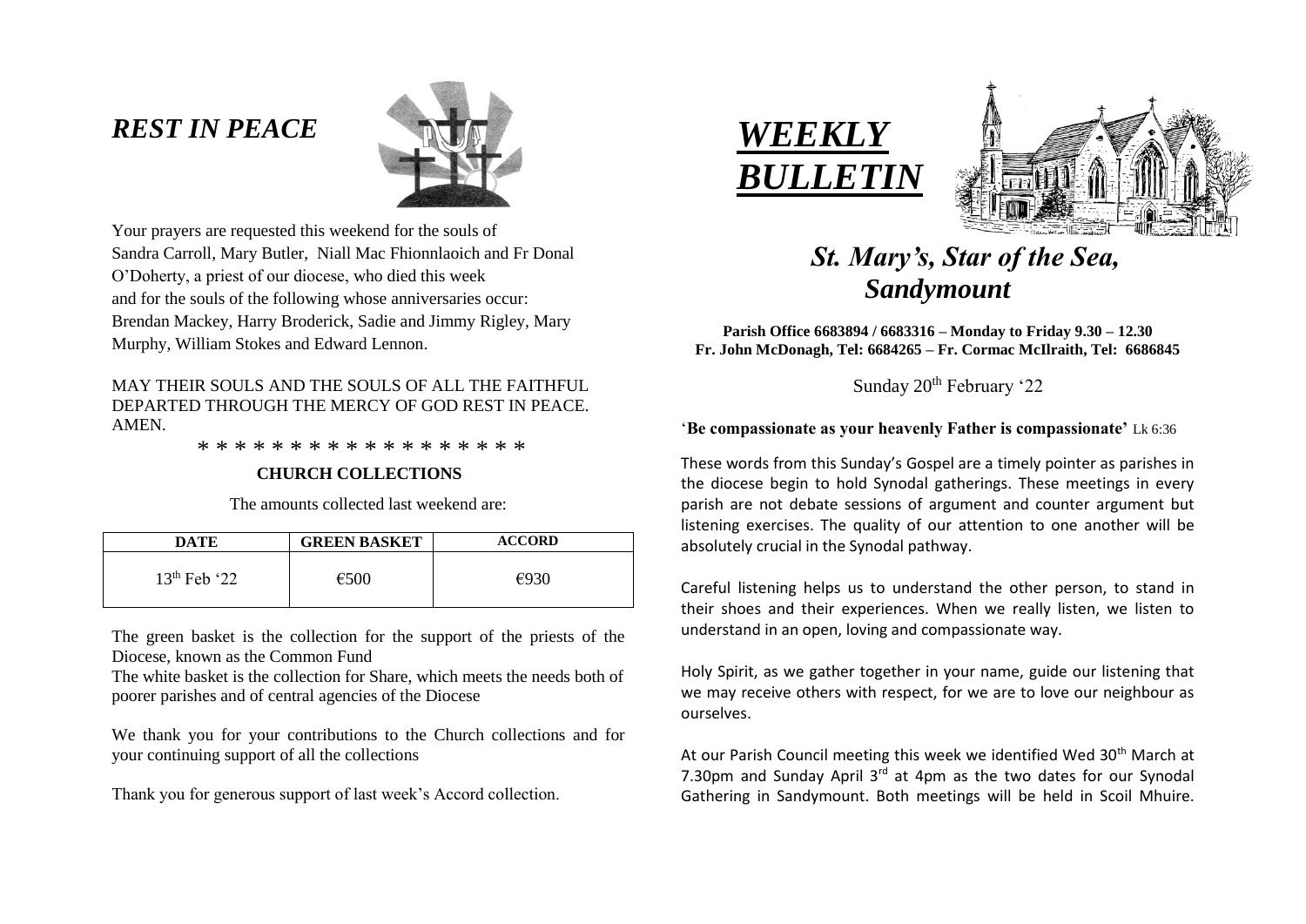# *REST IN PEACE*

Your prayers are requested this weekend for the souls of Sandra Carroll, Mary Butler, Niall Mac Fhionnlaoich and Fr Donal O'Doherty, a priest of our diocese, who died this week and for the souls of the following whose anniversaries occur: Brendan Mackey, Harry Broderick, Sadie and Jimmy Rigley, Mary Murphy, William Stokes and Edward Lennon.

MAY THEIR SOULS AND THE SOULS OF ALL THE FAITHFUL DEPARTED THROUGH THE MERCY OF GOD REST IN PEACE. AMEN.

* * * * * * * * * * * * * * * * * *

**CHURCH COLLECTIONS**

The amounts collected last weekend are:

| DATE | GREEN BASKET | ACCORD |
| --- | --- | --- |
| 13th Feb '22 | €500 | €930 |

The green basket is the collection for the support of the priests of the Diocese, known as the Common Fund

The white basket is the collection for Share, which meets the needs both of poorer parishes and of central agencies of the Diocese

We thank you for your contributions to the Church collections and for your continuing support of all the collections

Thank you for generous support of last week's Accord collection.

# *WEEKLY BULLETIN*

## *St. Mary's, Star of the Sea, Sandymount*

**Parish Office 6683894 / 6683316 – Monday to Friday 9.30 – 12.30**
**Fr. John McDonagh, Tel: 6684265 – Fr. Cormac McIlraith, Tel: 6686845**

Sunday 20th February '22

'**Be compassionate as your heavenly Father is compassionate'** Lk 6:36

These words from this Sunday's Gospel are a timely pointer as parishes in the diocese begin to hold Synodal gatherings. These meetings in every parish are not debate sessions of argument and counter argument but listening exercises. The quality of our attention to one another will be absolutely crucial in the Synodal pathway.

Careful listening helps us to understand the other person, to stand in their shoes and their experiences. When we really listen, we listen to understand in an open, loving and compassionate way.

Holy Spirit, as we gather together in your name, guide our listening that we may receive others with respect, for we are to love our neighbour as ourselves.

At our Parish Council meeting this week we identified Wed 30th March at 7.30pm and Sunday April 3rd at 4pm as the two dates for our Synodal Gathering in Sandymount. Both meetings will be held in Scoil Mhuire.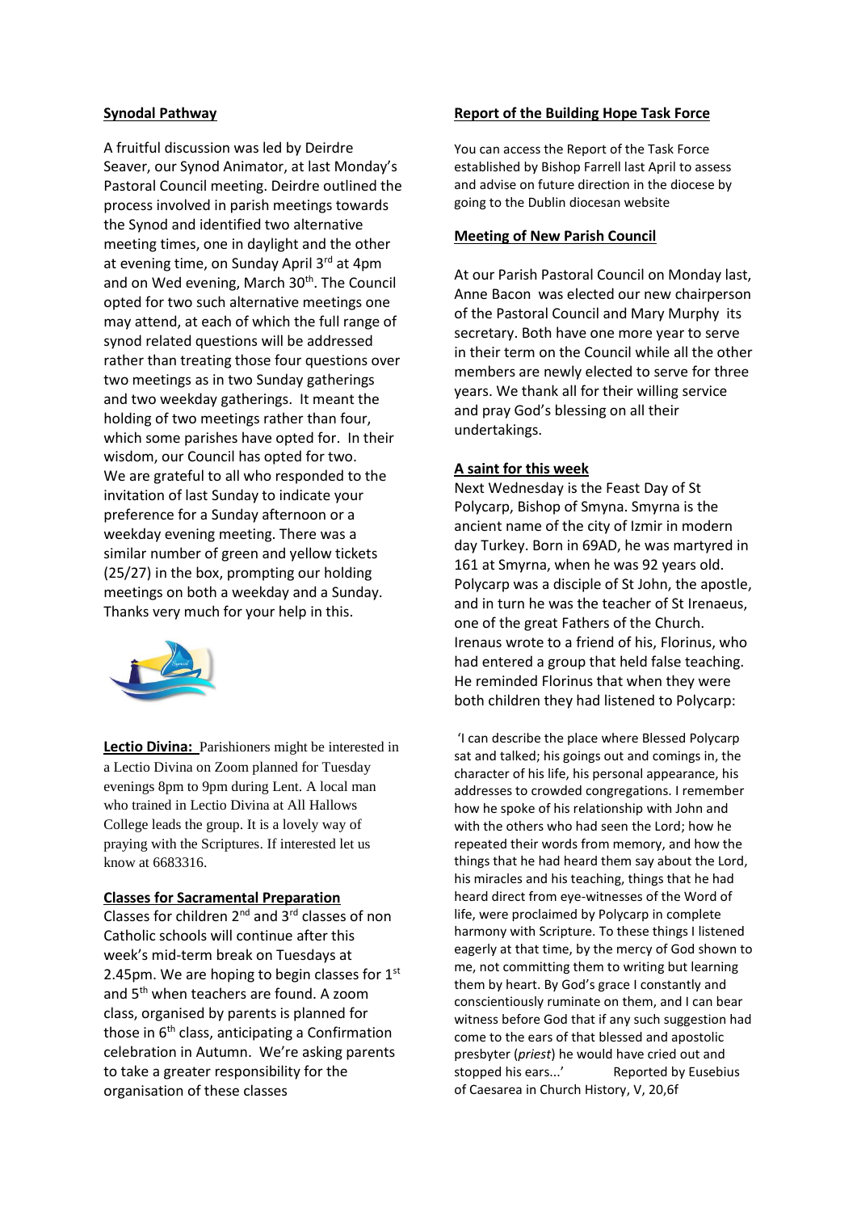**Synodal Pathway**

A fruitful discussion was led by Deirdre Seaver, our Synod Animator, at last Monday's Pastoral Council meeting. Deirdre outlined the process involved in parish meetings towards the Synod and identified two alternative meeting times, one in daylight and the other at evening time, on Sunday April 3rd at 4pm and on Wed evening, March 30th. The Council opted for two such alternative meetings one may attend, at each of which the full range of synod related questions will be addressed rather than treating those four questions over two meetings as in two Sunday gatherings and two weekday gatherings. It meant the holding of two meetings rather than four, which some parishes have opted for. In their wisdom, our Council has opted for two. We are grateful to all who responded to the invitation of last Sunday to indicate your preference for a Sunday afternoon or a weekday evening meeting. There was a similar number of green and yellow tickets (25/27) in the box, prompting our holding meetings on both a weekday and a Sunday. Thanks very much for your help in this.

**Lectio Divina:** Parishioners might be interested in a Lectio Divina on Zoom planned for Tuesday evenings 8pm to 9pm during Lent. A local man who trained in Lectio Divina at All Hallows College leads the group. It is a lovely way of praying with the Scriptures. If interested let us know at 6683316.

**Classes for Sacramental Preparation**

Classes for children 2nd and 3rd classes of non Catholic schools will continue after this week's mid-term break on Tuesdays at 2.45pm. We are hoping to begin classes for 1st and 5th when teachers are found. A zoom class, organised by parents is planned for those in 6th class, anticipating a Confirmation celebration in Autumn. We're asking parents to take a greater responsibility for the organisation of these classes

**Report of the Building Hope Task Force**

You can access the Report of the Task Force established by Bishop Farrell last April to assess and advise on future direction in the diocese by going to the Dublin diocesan website

**Meeting of New Parish Council**

At our Parish Pastoral Council on Monday last, Anne Bacon was elected our new chairperson of the Pastoral Council and Mary Murphy its secretary. Both have one more year to serve in their term on the Council while all the other members are newly elected to serve for three years. We thank all for their willing service and pray God's blessing on all their undertakings.

**A saint for this week**

Next Wednesday is the Feast Day of St Polycarp, Bishop of Smyna. Smyrna is the ancient name of the city of Izmir in modern day Turkey. Born in 69AD, he was martyred in 161 at Smyrna, when he was 92 years old. Polycarp was a disciple of St John, the apostle, and in turn he was the teacher of St Irenaeus, one of the great Fathers of the Church. Irenaus wrote to a friend of his, Florinus, who had entered a group that held false teaching. He reminded Florinus that when they were both children they had listened to Polycarp:

'I can describe the place where Blessed Polycarp sat and talked; his goings out and comings in, the character of his life, his personal appearance, his addresses to crowded congregations. I remember how he spoke of his relationship with John and with the others who had seen the Lord; how he repeated their words from memory, and how the things that he had heard them say about the Lord, his miracles and his teaching, things that he had heard direct from eye-witnesses of the Word of life, were proclaimed by Polycarp in complete harmony with Scripture. To these things I listened eagerly at that time, by the mercy of God shown to me, not committing them to writing but learning them by heart. By God's grace I constantly and conscientiously ruminate on them, and I can bear witness before God that if any such suggestion had come to the ears of that blessed and apostolic presbyter (*priest*) he would have cried out and stopped his ears...' Reported by Eusebius of Caesarea in Church History, V, 20,6f